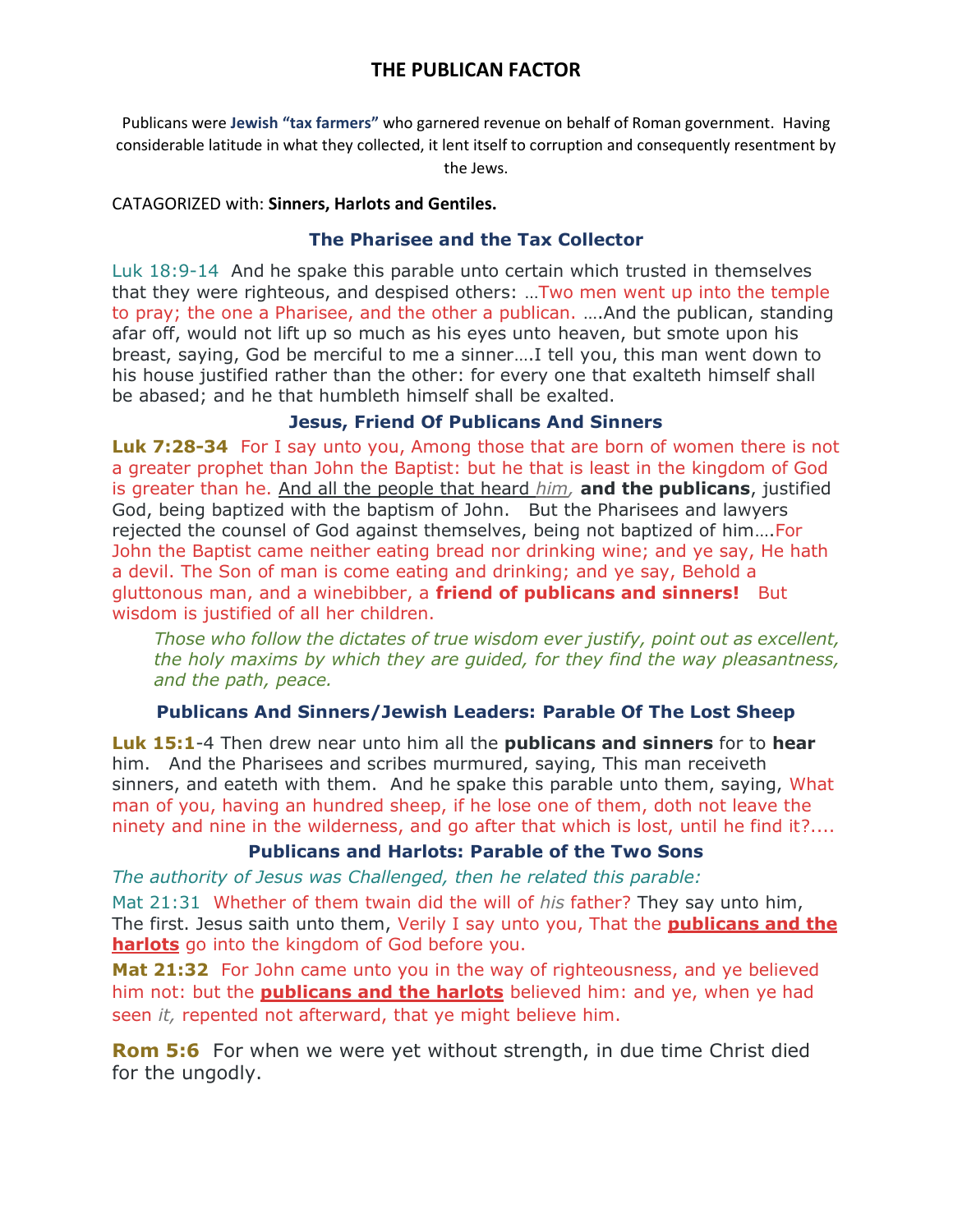# THE PUBLICAN FACTOR

Publicans were **Jewish "tax farmers"** who garnered revenue on behalf of Roman government. Having considerable latitude in what they collected, it lent itself to corruption and consequently resentment by the Jews.

CATAGORIZED with: **Sinners, Harlots and Gentiles.**

### The Pharisee and the Tax Collector

Luk 18:9-14 And he spake this parable unto certain which trusted in themselves that they were righteous, and despised others: …Two men went up into the temple to pray; the one a Pharisee, and the other a publican. ….And the publican, standing afar off, would not lift up so much as his eyes unto heaven, but smote upon his breast, saying, God be merciful to me a sinner….I tell you, this man went down to his house justified rather than the other: for every one that exalteth himself shall be abased; and he that humbleth himself shall be exalted.

### Jesus, Friend Of Publicans And Sinners

**Luk 7:28-34** For I say unto you, Among those that are born of women there is not a greater prophet than John the Baptist: but he that is least in the kingdom of God is greater than he. And all the people that heard *him,* **and the publicans**, justified God, being baptized with the baptism of John. But the Pharisees and lawyers rejected the counsel of God against themselves, being not baptized of him….For John the Baptist came neither eating bread nor drinking wine; and ye say, He hath a devil. The Son of man is come eating and drinking; and ye say, Behold a gluttonous man, and a winebibber, a **friend of publicans and sinners!** But wisdom is justified of all her children.

> *Those who follow the dictates of true wisdom ever justify, point out as excellent, the holy maxims by which they are guided, for they find the way pleasantness, and the path, peace.*

### Publicans And Sinners/Jewish Leaders: Parable Of The Lost Sheep

**Luk 15:1**-4 Then drew near unto him all the **publicans and sinners** for to **hear** him. And the Pharisees and scribes murmured, saying, This man receiveth sinners, and eateth with them. And he spake this parable unto them, saying, What man of you, having an hundred sheep, if he lose one of them, doth not leave the ninety and nine in the wilderness, and go after that which is lost, until he find it?....

### Publicans and Harlots: Parable of the Two Sons

*The authority of Jesus was Challenged, then he related this parable:*

Mat 21:31 Whether of them twain did the will of *his* father? They say unto him, The first. Jesus saith unto them, Verily I say unto you, That the **publicans and the harlots** go into the kingdom of God before you.

**Mat 21:32** For John came unto you in the way of righteousness, and ye believed him not: but the **publicans and the harlots** believed him: and ye, when ye had seen *it,* repented not afterward, that ye might believe him.

**Rom 5:6** For when we were yet without strength, in due time Christ died for the ungodly.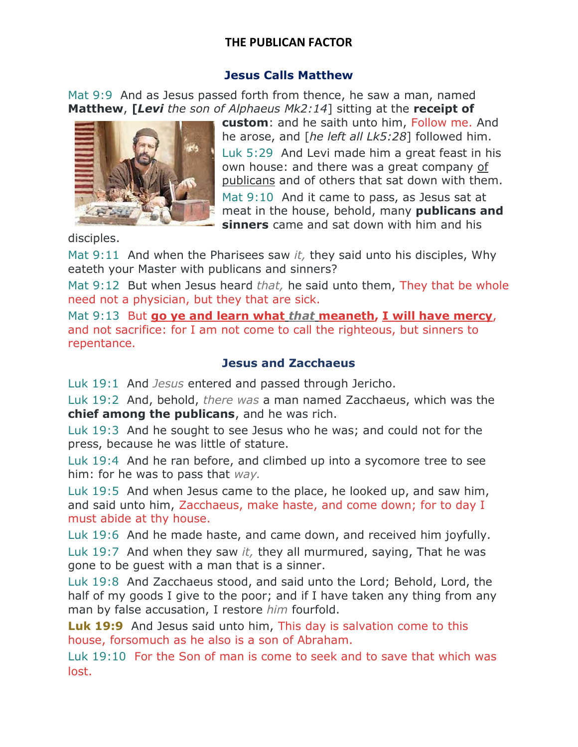# THE PUBLICAN FACTOR

## Jesus Calls Matthew

Mat 9:9 And as Jesus passed forth from thence, he saw a man, named **Matthew**, **[*Levi* *the son of Alphaeus Mk2:14*]** sitting at the **receipt of custom**: and he saith unto him, Follow me. And he arose, and [*he left all Lk5:28*] followed him.

Luk 5:29 And Levi made him a great feast in his own house: and there was a great company of publicans and of others that sat down with them.

Mat 9:10 And it came to pass, as Jesus sat at meat in the house, behold, many **publicans and sinners** came and sat down with him and his disciples.

Mat 9:11 And when the Pharisees saw *it,* they said unto his disciples, Why eateth your Master with publicans and sinners?

Mat 9:12 But when Jesus heard *that,* he said unto them, They that be whole need not a physician, but they that are sick.

Mat 9:13 But **go ye and learn what *that* meaneth**, **I will have mercy**, and not sacrifice: for I am not come to call the righteous, but sinners to repentance.

## Jesus and Zacchaeus

Luk 19:1 And *Jesus* entered and passed through Jericho.

Luk 19:2 And, behold, *there was* a man named Zacchaeus, which was the **chief among the publicans**, and he was rich.

Luk 19:3 And he sought to see Jesus who he was; and could not for the press, because he was little of stature.

Luk 19:4 And he ran before, and climbed up into a sycomore tree to see him: for he was to pass that *way.*

Luk 19:5 And when Jesus came to the place, he looked up, and saw him, and said unto him, Zacchaeus, make haste, and come down; for to day I must abide at thy house.

Luk 19:6 And he made haste, and came down, and received him joyfully.

Luk 19:7 And when they saw *it,* they all murmured, saying, That he was gone to be guest with a man that is a sinner.

Luk 19:8 And Zacchaeus stood, and said unto the Lord; Behold, Lord, the half of my goods I give to the poor; and if I have taken any thing from any man by false accusation, I restore *him* fourfold.

**Luk 19:9** And Jesus said unto him, This day is salvation come to this house, forsomuch as he also is a son of Abraham.

Luk 19:10 For the Son of man is come to seek and to save that which was lost.